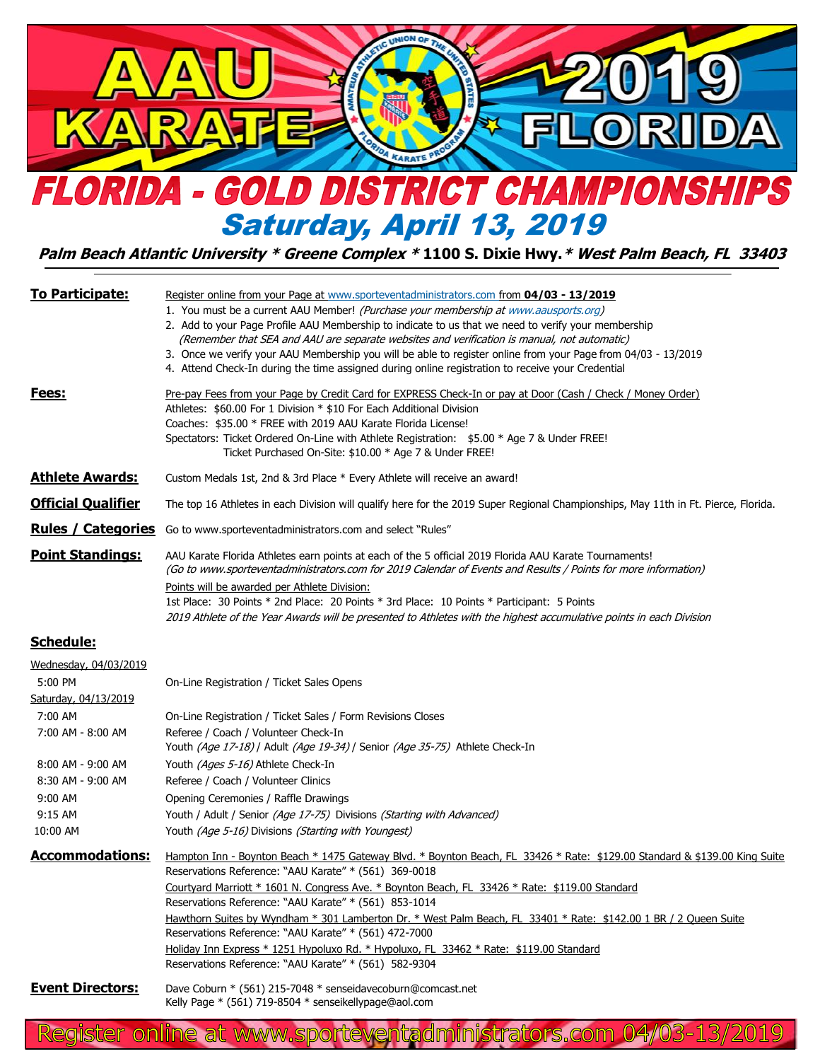# AAU KARATE 2019 FLORIDA

# FLORIDA - GOLD DISTRICT CHAMPIONSHIPS

## Saturday, April 13, 2019

***Palm Beach Atlantic University * Greene Complex * 1100 S. Dixie Hwy. * West Palm Beach, FL 33403***

---

**To Participate:**

Register online from your Page at www.sporteventadministrators.com from **04/03 - 13/2019**

1. You must be a current AAU Member! *(Purchase your membership at www.aausports.org)*
2. Add to your Page Profile AAU Membership to indicate to us that we need to verify your membership *(Remember that SEA and AAU are separate websites and verification is manual, not automatic)*
3. Once we verify your AAU Membership you will be able to register online from your Page from 04/03 - 13/2019
4. Attend Check-In during the time assigned during online registration to receive your Credential

**Fees:**

Pre-pay Fees from your Page by Credit Card for EXPRESS Check-In or pay at Door (Cash / Check / Money Order)

Athletes: $60.00 For 1 Division * $10 For Each Additional Division

Coaches: $35.00 * FREE with 2019 AAU Karate Florida License!

Spectators: Ticket Ordered On-Line with Athlete Registration: $5.00 * Age 7 & Under FREE!

Ticket Purchased On-Site: $10.00 * Age 7 & Under FREE!

**Athlete Awards:**

Custom Medals 1st, 2nd & 3rd Place * Every Athlete will receive an award!

**Official Qualifier**

The top 16 Athletes in each Division will qualify here for the 2019 Super Regional Championships, May 11th in Ft. Pierce, Florida.

**Rules / Categories**

Go to www.sporteventadministrators.com and select "Rules"

**Point Standings:**

AAU Karate Florida Athletes earn points at each of the 5 official 2019 Florida AAU Karate Tournaments!

*(Go to www.sporteventadministrators.com for 2019 Calendar of Events and Results / Points for more information)*

Points will be awarded per Athlete Division:

1st Place: 30 Points * 2nd Place: 20 Points * 3rd Place: 10 Points * Participant: 5 Points

*2019 Athlete of the Year Awards will be presented to Athletes with the highest accumulative points in each Division*

**Schedule:**

Wednesday, 04/03/2019

| Time | Event |
|---|---|
| 5:00 PM | On-Line Registration / Ticket Sales Opens |

Saturday, 04/13/2019

| Time | Event |
|---|---|
| 7:00 AM | On-Line Registration / Ticket Sales / Form Revisions Closes |
| 7:00 AM - 8:00 AM | Referee / Coach / Volunteer Check-In<br>Youth *(Age 17-18)* / Adult *(Age 19-34)* / Senior *(Age 35-75)* Athlete Check-In |
| 8:00 AM - 9:00 AM | Youth *(Ages 5-16)* Athlete Check-In |
| 8:30 AM - 9:00 AM | Referee / Coach / Volunteer Clinics |
| 9:00 AM | Opening Ceremonies / Raffle Drawings |
| 9:15 AM | Youth / Adult / Senior *(Age 17-75)* Divisions *(Starting with Advanced)* |
| 10:00 AM | Youth *(Age 5-16)* Divisions *(Starting with Youngest)* |

**Accommodations:**

Hampton Inn - Boynton Beach * 1475 Gateway Blvd. * Boynton Beach, FL 33426 * Rate: $129.00 Standard & $139.00 King Suite
Reservations Reference: "AAU Karate" * (561) 369-0018

Courtyard Marriott * 1601 N. Congress Ave. * Boynton Beach, FL 33426 * Rate: $119.00 Standard
Reservations Reference: "AAU Karate" * (561) 853-1014

Hawthorn Suites by Wyndham * 301 Lamberton Dr. * West Palm Beach, FL 33401 * Rate: $142.00 1 BR / 2 Queen Suite
Reservations Reference: "AAU Karate" * (561) 472-7000

Holiday Inn Express * 1251 Hypoluxo Rd. * Hypoluxo, FL 33462 * Rate: $119.00 Standard
Reservations Reference: "AAU Karate" * (561) 582-9304

**Event Directors:**

Dave Coburn * (561) 215-7048 * senseidavecoburn@comcast.net
Kelly Page * (561) 719-8504 * senseikellypage@aol.com

Register online at www.sporteventadministrators.com 04/03-13/2019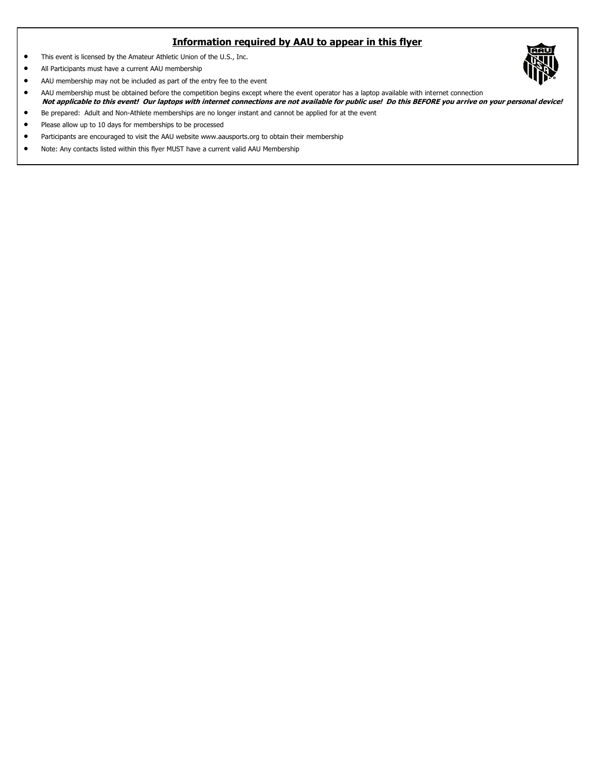## **Information required by AAU to appear in this flyer**

- This event is licensed by the Amateur Athletic Union of the U.S., Inc.
- All Participants must have a current AAU membership
- AAU membership may not be included as part of the entry fee to the event
- AAU membership must be obtained before the competition begins except where the event operator has a laptop available with internet connection
  ***Not applicable to this event! Our laptops with internet connections are not available for public use! Do this BEFORE you arrive on your personal device!***
- Be prepared: Adult and Non-Athlete memberships are no longer instant and cannot be applied for at the event
- Please allow up to 10 days for memberships to be processed
- Participants are encouraged to visit the AAU website www.aausports.org to obtain their membership
- Note: Any contacts listed within this flyer MUST have a current valid AAU Membership